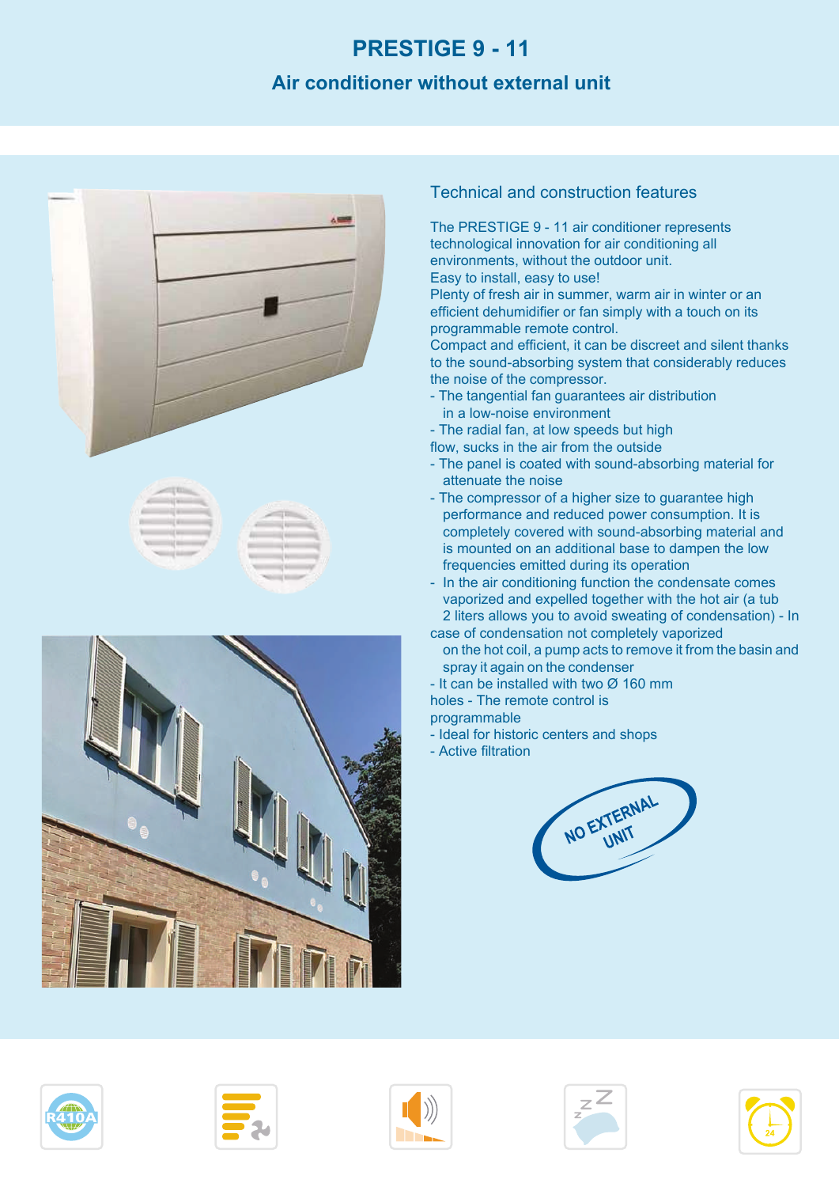# PRESTIGE 9 - 11

## Air conditioner without external unit

### Technical and construction features

The PRESTIGE 9 - 11 air conditioner represents technological innovation for air conditioning all environments, without the outdoor unit.
Easy to install, easy to use!
Plenty of fresh air in summer, warm air in winter or an efficient dehumidifier or fan simply with a touch on its programmable remote control.
Compact and efficient, it can be discreet and silent thanks to the sound-absorbing system that considerably reduces the noise of the compressor.

- The tangential fan guarantees air distribution in a low-noise environment
- The radial fan, at low speeds but high flow, sucks in the air from the outside
- The panel is coated with sound-absorbing material for attenuate the noise
- The compressor of a higher size to guarantee high performance and reduced power consumption. It is completely covered with sound-absorbing material and is mounted on an additional base to dampen the low frequencies emitted during its operation
- In the air conditioning function the condensate comes vaporized and expelled together with the hot air (a tub 2 liters allows you to avoid sweating of condensation)
- In case of condensation not completely vaporized on the hot coil, a pump acts to remove it from the basin and spray it again on the condenser
- It can be installed with two Ø 160 mm holes
- The remote control is programmable
- Ideal for historic centers and shops
- Active filtration

NO EXTERNAL UNIT

R410A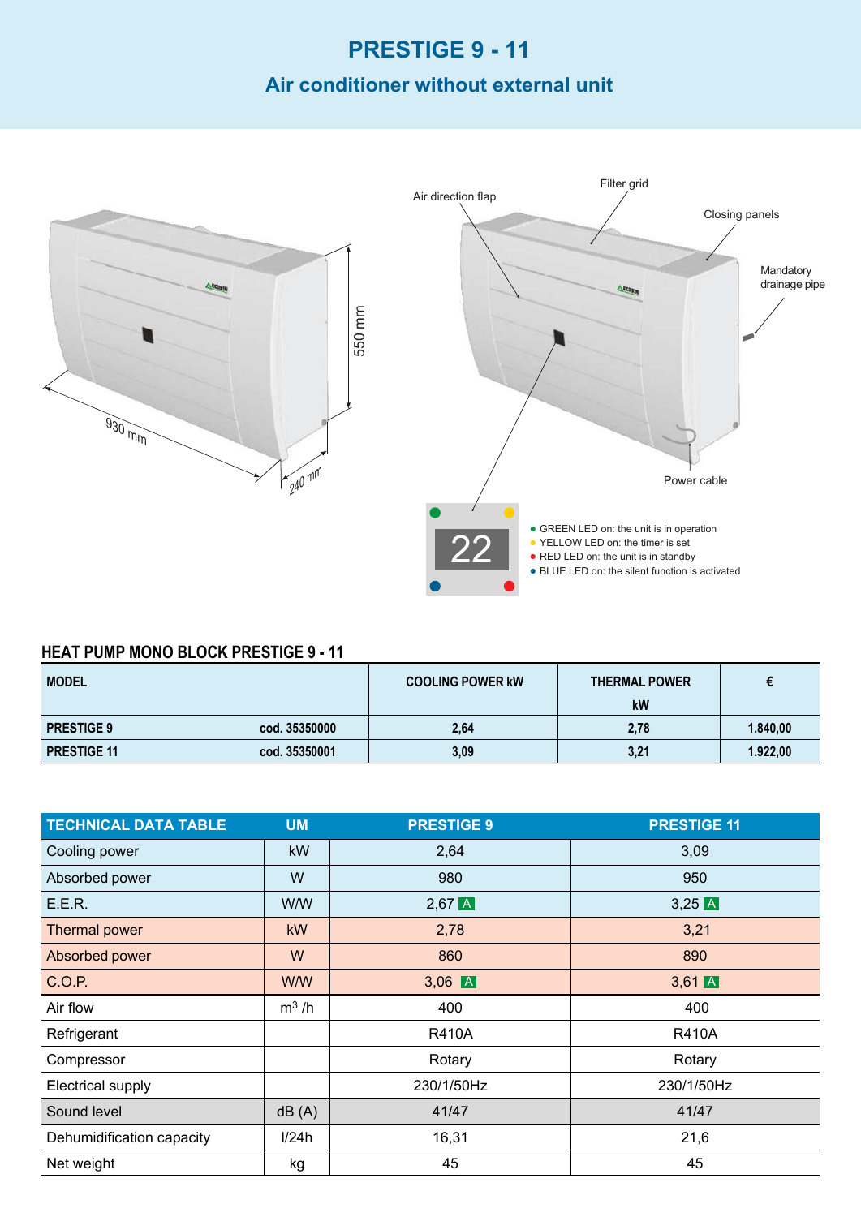# PRESTIGE 9 - 11

## Air conditioner without external unit

930 mm
240 mm
550 mm

Air direction flap
Filter grid
Closing panels
Mandatory drainage pipe
Power cable

22

- GREEN LED on: the unit is in operation
- YELLOW LED on: the timer is set
- RED LED on: the unit is in standby
- BLUE LED on: the silent function is activated

### HEAT PUMP MONO BLOCK PRESTIGE 9 - 11

| MODEL | | COOLING POWER kW | THERMAL POWER kW | € |
|---|---|---|---|---|
| PRESTIGE 9 | cod. 35350000 | 2,64 | 2,78 | 1.840,00 |
| PRESTIGE 11 | cod. 35350001 | 3,09 | 3,21 | 1.922,00 |

| TECHNICAL DATA TABLE | UM | PRESTIGE 9 | PRESTIGE 11 |
|---|---|---|---|
| Cooling power | kW | 2,64 | 3,09 |
| Absorbed power | W | 980 | 950 |
| E.E.R. | W/W | 2,67 A | 3,25 A |
| Thermal power | kW | 2,78 | 3,21 |
| Absorbed power | W | 860 | 890 |
| C.O.P. | W/W | 3,06 A | 3,61 A |
| Air flow | $m^3$ /h | 400 | 400 |
| Refrigerant | | R410A | R410A |
| Compressor | | Rotary | Rotary |
| Electrical supply | | 230/1/50Hz | 230/1/50Hz |
| Sound level | dB (A) | 41/47 | 41/47 |
| Dehumidification capacity | l/24h | 16,31 | 21,6 |
| Net weight | kg | 45 | 45 |